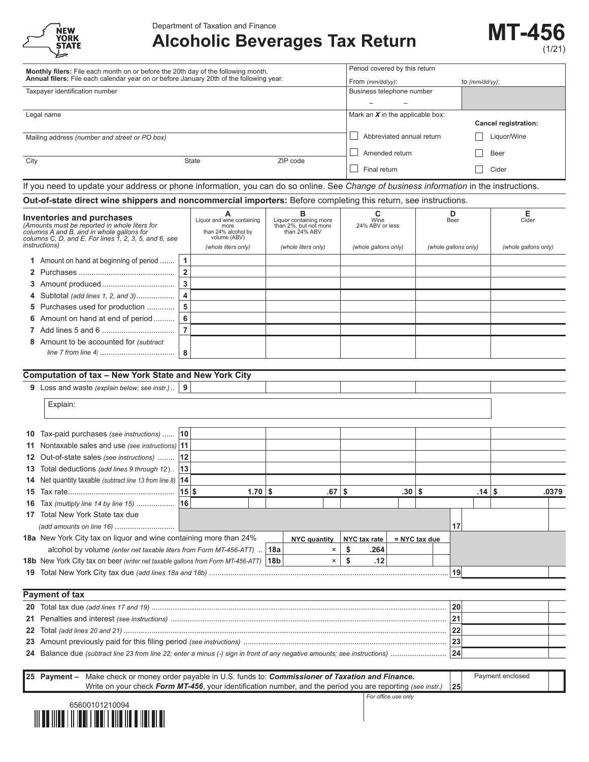New York State

Department of Taxation and Finance

# Alcoholic Beverages Tax Return

**MT-456** (1/21)

**Monthly filers:** File each month on or before the 20th day of the following month.
**Annual filers:** File each calendar year on or before January 20th of the following year.

Period covered by this return
From *(mm/dd/yy)*: to *(mm/dd/yy)*:

Taxpayer identification number

Business telephone number

Legal name

Mark an ***X*** in the applicable box:

- Abbreviated annual return
- Amended return
- Final return

**Cancel registration:**

- Liquor/Wine
- Beer
- Cider

Mailing address *(number and street or PO box)*

City | State | ZIP code

If you need to update your address or phone information, you can do so online. See *Change of business information* in the instructions.

**Out-of-state direct wine shippers and noncommercial importers:** Before completing this return, see instructions.

| **Inventories and purchases** *(Amounts must be reported in whole liters for columns A and B, and in whole gallons for columns C, D, and E. For lines 1, 2, 3, 5, and 6, see instructions)* | | **A** Liquor and wine containing more than 24% alcohol by volume (ABV) *(whole liters only)* | **B** Liquor containing more than 2%, but not more than 24% ABV *(whole liters only)* | **C** Wine 24% ABV or less *(whole gallons only)* | **D** Beer *(whole gallons only)* | **E** Cider *(whole gallons only)* |
|---|---|---|---|---|---|---|
| **1** Amount on hand at beginning of period | 1 | | | | | |
| **2** Purchases | 2 | | | | | |
| **3** Amount produced | 3 | | | | | |
| **4** Subtotal *(add lines 1, 2, and 3)* | 4 | | | | | |
| **5** Purchases used for production | 5 | | | | | |
| **6** Amount on hand at end of period | 6 | | | | | |
| **7** Add lines 5 and 6 | 7 | | | | | |
| **8** Amount to be accounted for *(subtract line 7 from line 4)* | 8 | | | | | |

## Computation of tax – New York State and New York City

| | | A | B | C | D | E |
|---|---|---|---|---|---|---|
| **9** Loss and waste *(explain below; see instr.)* | 9 | | | | | |

Explain:

| | | A | B | C | D | E |
|---|---|---|---|---|---|---|
| **10** Tax-paid purchases *(see instructions)* | 10 | | | | | |
| **11** Nontaxable sales and use *(see instructions)* | 11 | | | | | |
| **12** Out-of-state sales *(see instructions)* | 12 | | | | | |
| **13** Total deductions *(add lines 9 through 12)* | 13 | | | | | |
| **14** Net quantity taxable *(subtract line 13 from line 8)* | 14 | | | | | |
| **15** Tax rate | 15 | $ 1.70 | $ .67 | $ .30 | $ .14 | $ .0379 |
| **16** Tax *(multiply line 14 by line 15)* | 16 | | | | | |

**17** Total New York State tax due *(add amounts on line 16)* ........ **17**

| | | NYC quantity | | NYC tax rate | = NYC tax due |
|---|---|---|---|---|---|
| **18a** New York City tax on liquor and wine containing more than 24% alcohol by volume *(enter net taxable liters from Form MT-456-ATT)* | 18a | | × | $ .264 | |
| **18b** New York City tax on beer *(enter net taxable gallons from Form MT-456-ATT)* | 18b | | × | $ .12 | |

**19** Total New York City tax due *(add lines 18a and 18b)* ........ **19**

## Payment of tax

| | | |
|---|---|---|
| **20** Total tax due *(add lines 17 and 19)* | 20 | |
| **21** Penalties and interest *(see instructions)* | 21 | |
| **22** Total *(add lines 20 and 21)* | 22 | |
| **23** Amount previously paid for this filing period *(see instructions)* | 23 | |
| **24** Balance due *(subtract line 23 from line 22; enter a minus (-) sign in front of any negative amounts; see instructions)* | 24 | |

**25 Payment –** Make check or money order payable in U.S. funds to: ***Commissioner of Taxation and Finance.*** Write on your check ***Form MT-456***, your identification number, and the period you are reporting *(see instr.)* **25** Payment enclosed

*For office use only*

65600101210094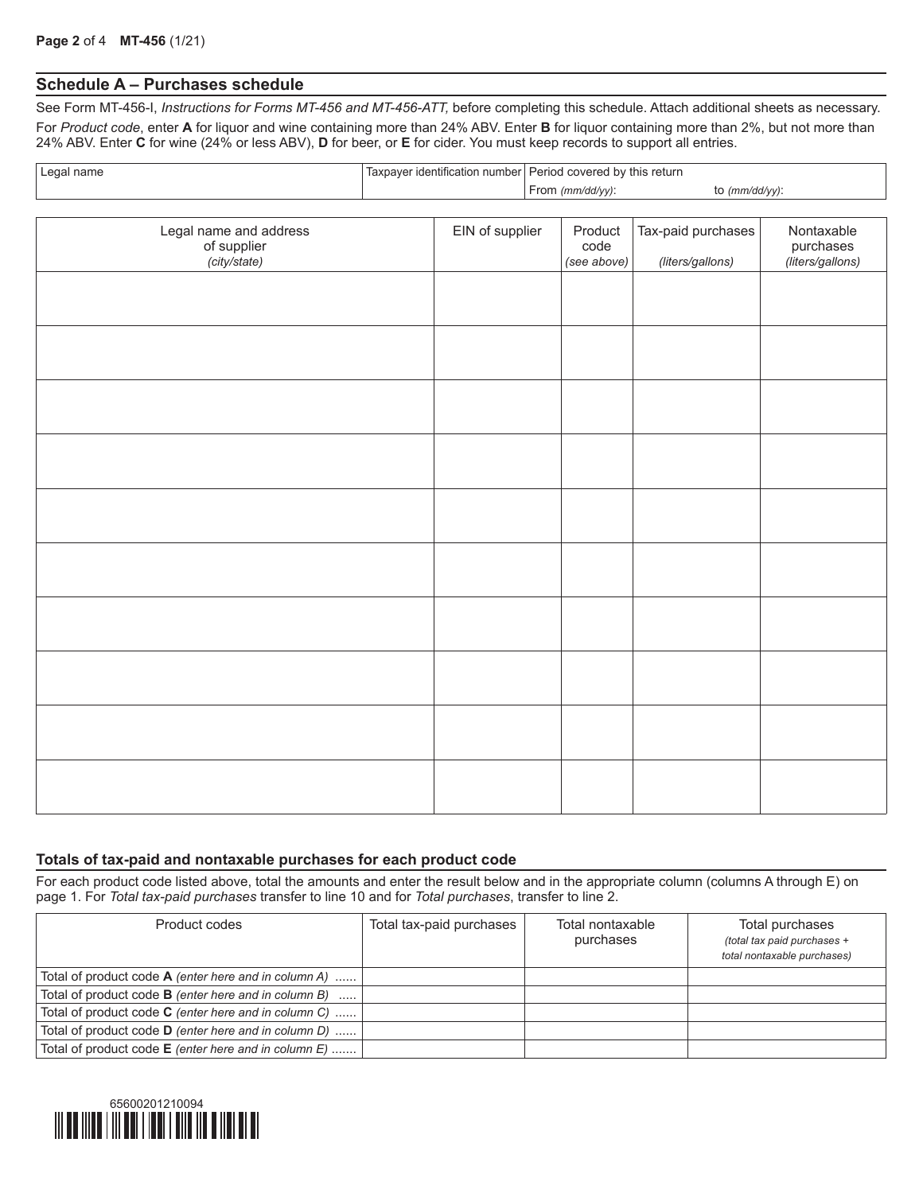## Schedule A – Purchases schedule

See Form MT-456-I, *Instructions for Forms MT-456 and MT-456-ATT,* before completing this schedule. Attach additional sheets as necessary.

For *Product code*, enter **A** for liquor and wine containing more than 24% ABV. Enter **B** for liquor containing more than 2%, but not more than 24% ABV. Enter **C** for wine (24% or less ABV), **D** for beer, or **E** for cider. You must keep records to support all entries.

| Legal name | Taxpayer identification number | Period covered by this return | |
|---|---|---|---|
| | | From *(mm/dd/yy)*: | to *(mm/dd/yy)*: |

| Legal name and address of supplier *(city/state)* | EIN of supplier | Product code *(see above)* | Tax-paid purchases *(liters/gallons)* | Nontaxable purchases *(liters/gallons)* |
|---|---|---|---|---|
| | | | | |
| | | | | |
| | | | | |
| | | | | |
| | | | | |
| | | | | |
| | | | | |
| | | | | |
| | | | | |
| | | | | |

### Totals of tax-paid and nontaxable purchases for each product code

For each product code listed above, total the amounts and enter the result below and in the appropriate column (columns A through E) on page 1. For *Total tax-paid purchases* transfer to line 10 and for *Total purchases*, transfer to line 2.

| Product codes | Total tax-paid purchases | Total nontaxable purchases | Total purchases *(total tax paid purchases + total nontaxable purchases)* |
|---|---|---|---|
| Total of product code **A** *(enter here and in column A)* ...... | | | |
| Total of product code **B** *(enter here and in column B)* ..... | | | |
| Total of product code **C** *(enter here and in column C)* ...... | | | |
| Total of product code **D** *(enter here and in column D)* ...... | | | |
| Total of product code **E** *(enter here and in column E)* ....... | | | |

65600201210094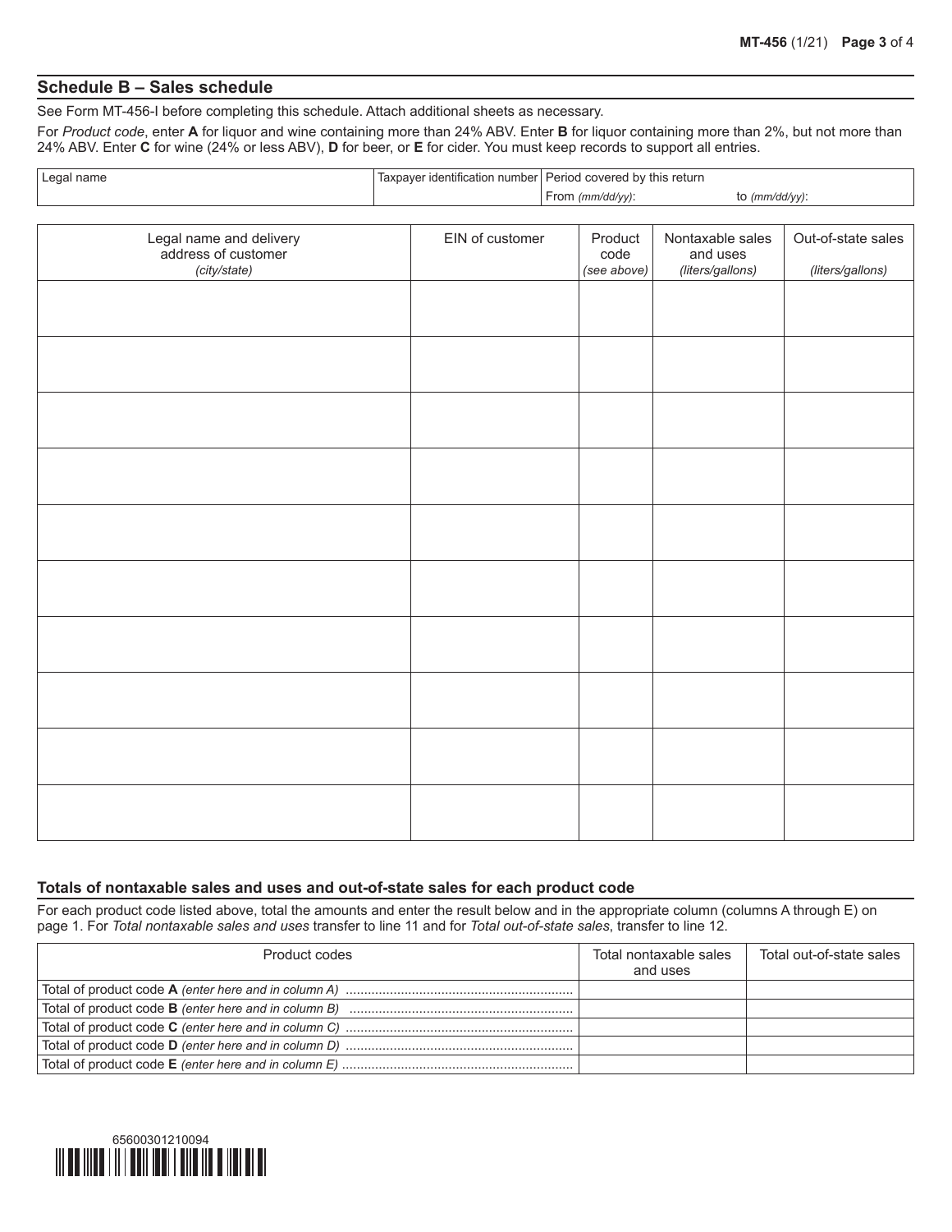## Schedule B – Sales schedule

See Form MT-456-I before completing this schedule. Attach additional sheets as necessary.

For *Product code*, enter **A** for liquor and wine containing more than 24% ABV. Enter **B** for liquor containing more than 2%, but not more than 24% ABV. Enter **C** for wine (24% or less ABV), **D** for beer, or **E** for cider. You must keep records to support all entries.

| Legal name | Taxpayer identification number | Period covered by this return |
|---|---|---|
| | | From *(mm/dd/yy)*: to *(mm/dd/yy)*: |

| Legal name and delivery address of customer *(city/state)* | EIN of customer | Product code *(see above)* | Nontaxable sales and uses *(liters/gallons)* | Out-of-state sales *(liters/gallons)* |
|---|---|---|---|---|
| | | | | |
| | | | | |
| | | | | |
| | | | | |
| | | | | |
| | | | | |
| | | | | |
| | | | | |
| | | | | |
| | | | | |

### Totals of nontaxable sales and uses and out-of-state sales for each product code

For each product code listed above, total the amounts and enter the result below and in the appropriate column (columns A through E) on page 1. For *Total nontaxable sales and uses* transfer to line 11 and for *Total out-of-state sales*, transfer to line 12.

| Product codes | Total nontaxable sales and uses | Total out-of-state sales |
|---|---|---|
| Total of product code **A** *(enter here and in column A)* | | |
| Total of product code **B** *(enter here and in column B)* | | |
| Total of product code **C** *(enter here and in column C)* | | |
| Total of product code **D** *(enter here and in column D)* | | |
| Total of product code **E** *(enter here and in column E)* | | |

65600301210094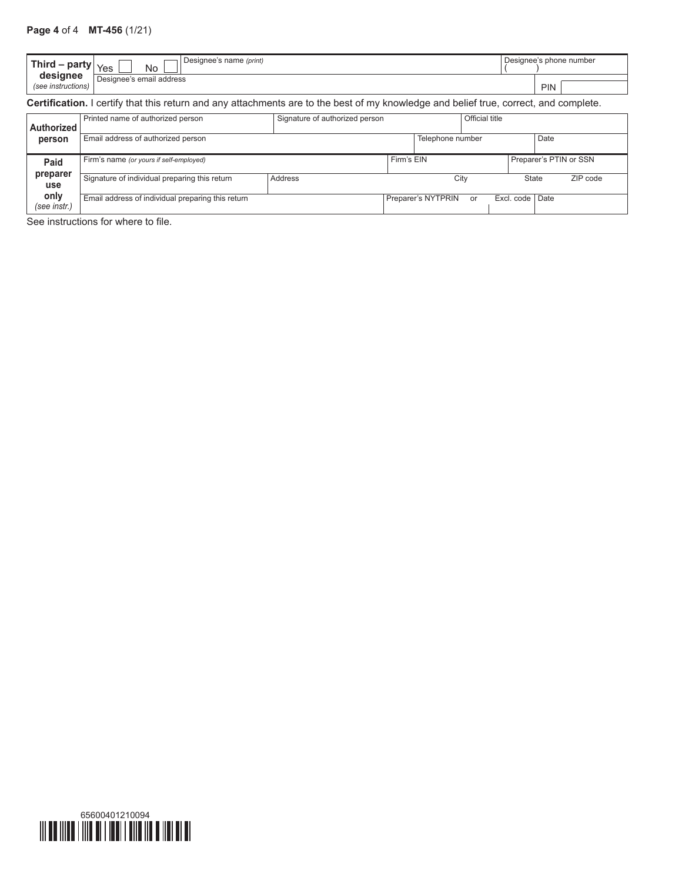| Third – party designee *(see instructions)* | Yes ☐ No ☐ | Designee's name *(print)* | Designee's phone number ( ) |
|---|---|---|---|
| | Designee's email address | | PIN |

**Certification.** I certify that this return and any attachments are to the best of my knowledge and belief true, correct, and complete.

| **Authorized person** | Printed name of authorized person | Signature of authorized person | Official title | |
|---|---|---|---|---|
| | Email address of authorized person | | Telephone number | Date |

| **Paid preparer use only** *(see instr.)* | Firm's name *(or yours if self-employed)* | | Firm's EIN | Preparer's PTIN or SSN | |
|---|---|---|---|---|---|
| | Signature of individual preparing this return | Address | City | State | ZIP code |
| | Email address of individual preparing this return | | Preparer's NYTPRIN or | Excl. code | Date |

See instructions for where to file.

65600401210094